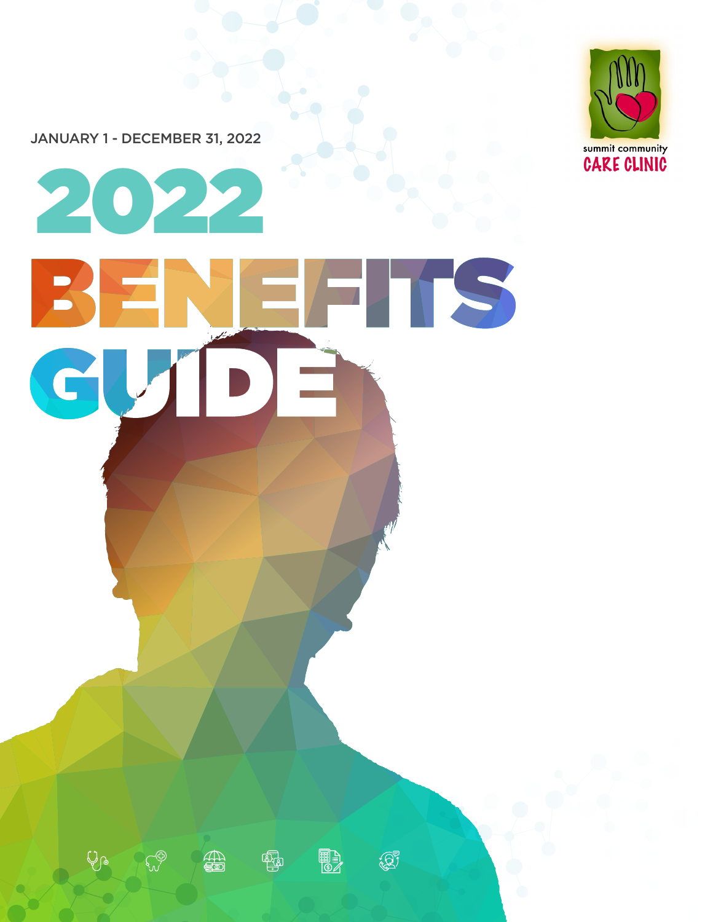JANUARY 1 - DECEMBER 31, 2022

# 2022 BENEFITS GUIDE

summit community CARE CLINIC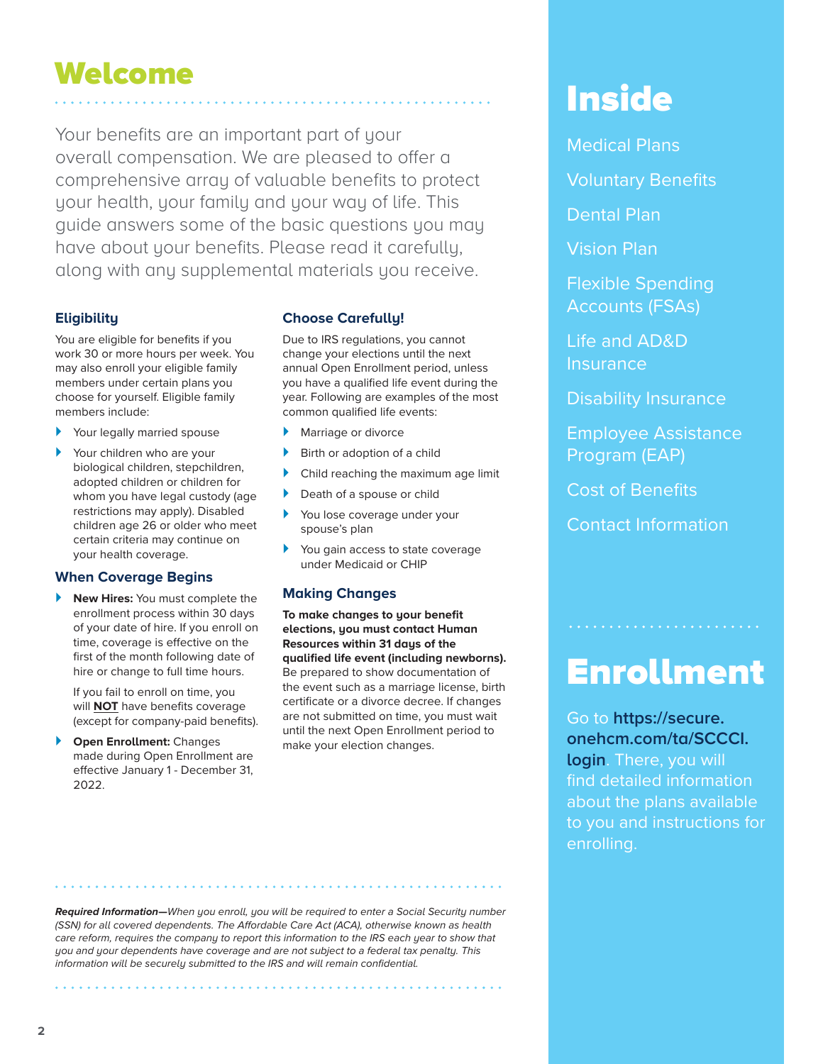# Welcome

Your benefits are an important part of your overall compensation. We are pleased to offer a comprehensive array of valuable benefits to protect your health, your family and your way of life. This guide answers some of the basic questions you may have about your benefits. Please read it carefully, along with any supplemental materials you receive.

### Eligibility

You are eligible for benefits if you work 30 or more hours per week. You may also enroll your eligible family members under certain plans you choose for yourself. Eligible family members include:

- Your legally married spouse
- Your children who are your biological children, stepchildren, adopted children or children for whom you have legal custody (age restrictions may apply). Disabled children age 26 or older who meet certain criteria may continue on your health coverage.

### When Coverage Begins

- **New Hires:** You must complete the enrollment process within 30 days of your date of hire. If you enroll on time, coverage is effective on the first of the month following date of hire or change to full time hours.

  If you fail to enroll on time, you will **NOT** have benefits coverage (except for company-paid benefits).

- **Open Enrollment:** Changes made during Open Enrollment are effective January 1 - December 31, 2022.

### Choose Carefully!

Due to IRS regulations, you cannot change your elections until the next annual Open Enrollment period, unless you have a qualified life event during the year. Following are examples of the most common qualified life events:

- Marriage or divorce
- Birth or adoption of a child
- Child reaching the maximum age limit
- Death of a spouse or child
- You lose coverage under your spouse's plan
- You gain access to state coverage under Medicaid or CHIP

### Making Changes

**To make changes to your benefit elections, you must contact Human Resources within 31 days of the qualified life event (including newborns).** Be prepared to show documentation of the event such as a marriage license, birth certificate or a divorce decree. If changes are not submitted on time, you must wait until the next Open Enrollment period to make your election changes.

***Required Information***—*When you enroll, you will be required to enter a Social Security number (SSN) for all covered dependents. The Affordable Care Act (ACA), otherwise known as health care reform, requires the company to report this information to the IRS each year to show that you and your dependents have coverage and are not subject to a federal tax penalty. This information will be securely submitted to the IRS and will remain confidential.*

# Inside

- Medical Plans
- Voluntary Benefits
- Dental Plan
- Vision Plan
- Flexible Spending Accounts (FSAs)
- Life and AD&D Insurance
- Disability Insurance
- Employee Assistance Program (EAP)
- Cost of Benefits
- Contact Information

# Enrollment

Go to **https://secure.onehcm.com/ta/SCCCI.login**. There, you will find detailed information about the plans available to you and instructions for enrolling.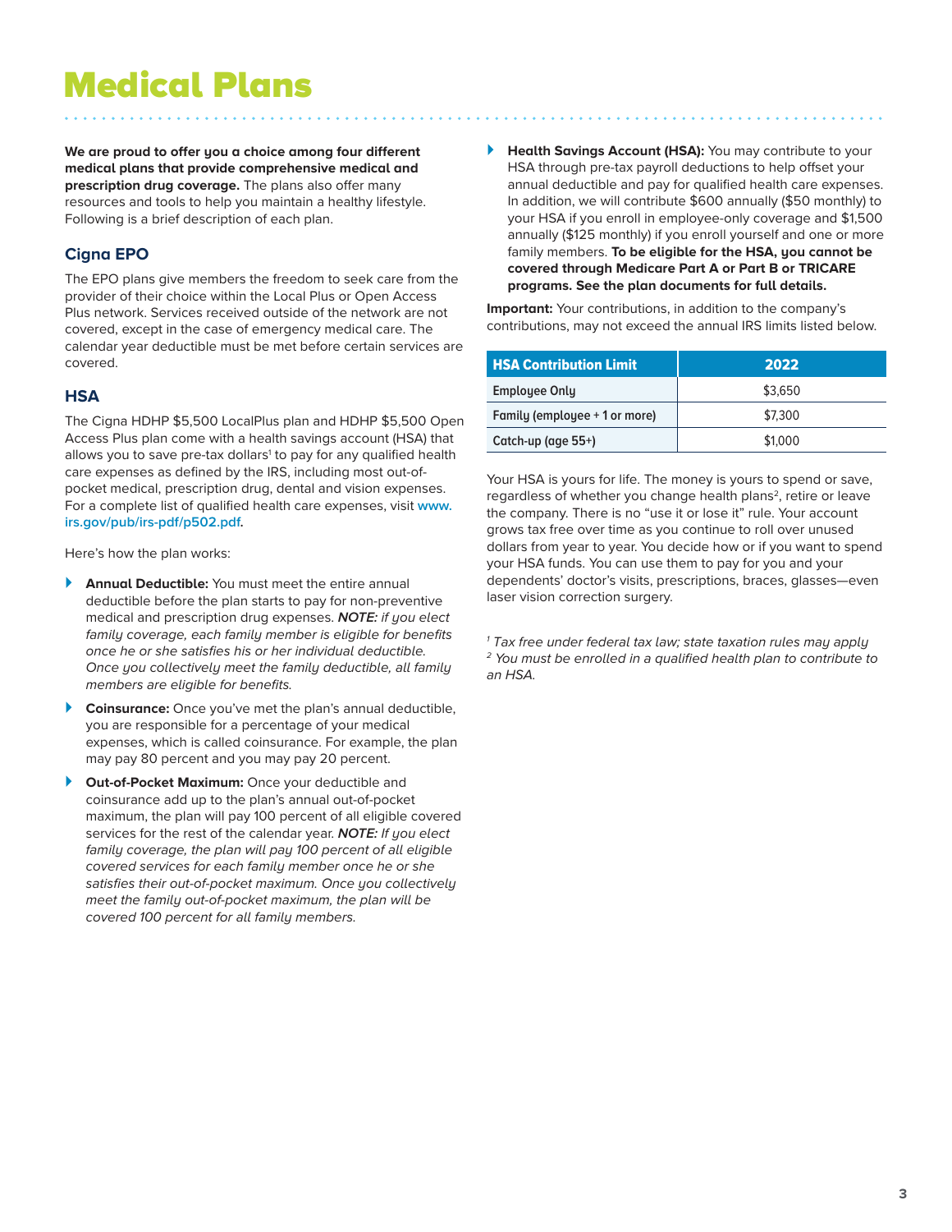# Medical Plans

**We are proud to offer you a choice among four different medical plans that provide comprehensive medical and prescription drug coverage.** The plans also offer many resources and tools to help you maintain a healthy lifestyle. Following is a brief description of each plan.

## Cigna EPO

The EPO plans give members the freedom to seek care from the provider of their choice within the Local Plus or Open Access Plus network. Services received outside of the network are not covered, except in the case of emergency medical care. The calendar year deductible must be met before certain services are covered.

## HSA

The Cigna HDHP $5,500 LocalPlus plan and HDHP $5,500 Open Access Plus plan come with a health savings account (HSA) that allows you to save pre-tax dollars[1] to pay for any qualified health care expenses as defined by the IRS, including most out-of-pocket medical, prescription drug, dental and vision expenses. For a complete list of qualified health care expenses, visit www.irs.gov/pub/irs-pdf/p502.pdf.

Here's how the plan works:

- **Annual Deductible:** You must meet the entire annual deductible before the plan starts to pay for non-preventive medical and prescription drug expenses. ***NOTE:*** *if you elect family coverage, each family member is eligible for benefits once he or she satisfies his or her individual deductible. Once you collectively meet the family deductible, all family members are eligible for benefits.*
- **Coinsurance:** Once you've met the plan's annual deductible, you are responsible for a percentage of your medical expenses, which is called coinsurance. For example, the plan may pay 80 percent and you may pay 20 percent.
- **Out-of-Pocket Maximum:** Once your deductible and coinsurance add up to the plan's annual out-of-pocket maximum, the plan will pay 100 percent of all eligible covered services for the rest of the calendar year. ***NOTE:*** *If you elect family coverage, the plan will pay 100 percent of all eligible covered services for each family member once he or she satisfies their out-of-pocket maximum. Once you collectively meet the family out-of-pocket maximum, the plan will be covered 100 percent for all family members.*
- **Health Savings Account (HSA):** You may contribute to your HSA through pre-tax payroll deductions to help offset your annual deductible and pay for qualified health care expenses. In addition, we will contribute $600 annually ($50 monthly) to your HSA if you enroll in employee-only coverage and $1,500 annually ($125 monthly) if you enroll yourself and one or more family members. **To be eligible for the HSA, you cannot be covered through Medicare Part A or Part B or TRICARE programs. See the plan documents for full details.**

**Important:** Your contributions, in addition to the company's contributions, may not exceed the annual IRS limits listed below.

| HSA Contribution Limit | 2022 |
|---|---|
| Employee Only | $3,650 |
| Family (employee + 1 or more) | $7,300 |
| Catch-up (age 55+) | $1,000 |

Your HSA is yours for life. The money is yours to spend or save, regardless of whether you change health plans[2], retire or leave the company. There is no "use it or lose it" rule. Your account grows tax free over time as you continue to roll over unused dollars from year to year. You decide how or if you want to spend your HSA funds. You can use them to pay for you and your dependents' doctor's visits, prescriptions, braces, glasses—even laser vision correction surgery.

*[1] Tax free under federal tax law; state taxation rules may apply*
*[2] You must be enrolled in a qualified health plan to contribute to an HSA.*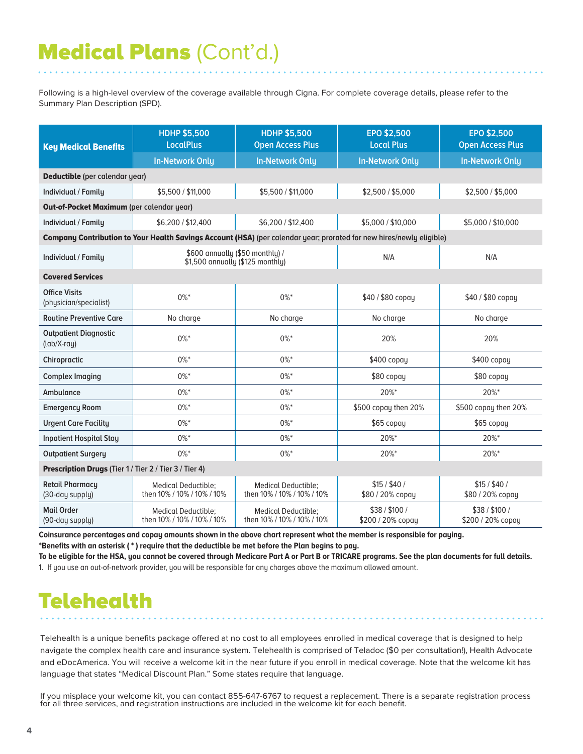# Medical Plans (Cont'd.)

Following is a high-level overview of the coverage available through Cigna. For complete coverage details, please refer to the Summary Plan Description (SPD).

| Key Medical Benefits | HDHP $5,500 LocalPlus | HDHP $5,500 Open Access Plus | EPO $2,500 Local Plus | EPO $2,500 Open Access Plus |
|---|---|---|---|---|
| | In-Network Only | In-Network Only | In-Network Only | In-Network Only |
| **Deductible** (per calendar year) | | | | |
| Individual / Family | $5,500 / $11,000 | $5,500 / $11,000 | $2,500 / $5,000 | $2,500 / $5,000 |
| **Out-of-Pocket Maximum** (per calendar year) | | | | |
| Individual / Family | $6,200 / $12,400 | $6,200 / $12,400 | $5,000 / $10,000 | $5,000 / $10,000 |
| **Company Contribution to Your Health Savings Account (HSA)** (per calendar year; prorated for new hires/newly eligible) | | | | |
| Individual / Family | $600 annually ($50 monthly) / $1,500 annually ($125 monthly) | | N/A | N/A |
| **Covered Services** | | | | |
| Office Visits (physician/specialist) | 0%* | 0%* | $40 / $80 copay | $40 / $80 copay |
| Routine Preventive Care | No charge | No charge | No charge | No charge |
| Outpatient Diagnostic (lab/X-ray) | 0%* | 0%* | 20% | 20% |
| Chiropractic | 0%* | 0%* | $400 copay | $400 copay |
| Complex Imaging | 0%* | 0%* | $80 copay | $80 copay |
| Ambulance | 0%* | 0%* | 20%* | 20%* |
| Emergency Room | 0%* | 0%* | $500 copay then 20% | $500 copay then 20% |
| Urgent Care Facility | 0%* | 0%* | $65 copay | $65 copay |
| Inpatient Hospital Stay | 0%* | 0%* | 20%* | 20%* |
| Outpatient Surgery | 0%* | 0%* | 20%* | 20%* |
| **Prescription Drugs** (Tier 1 / Tier 2 / Tier 3 / Tier 4) | | | | |
| Retail Pharmacy (30-day supply) | Medical Deductible; then 10% / 10% / 10% / 10% | Medical Deductible; then 10% / 10% / 10% / 10% | $15 / $40 / $80 / 20% copay | $15 / $40 / $80 / 20% copay |
| Mail Order (90-day supply) | Medical Deductible; then 10% / 10% / 10% / 10% | Medical Deductible; then 10% / 10% / 10% / 10% | $38 / $100 / $200 / 20% copay | $38 / $100 / $200 / 20% copay |

**Coinsurance percentages and copay amounts shown in the above chart represent what the member is responsible for paying.**

**\*Benefits with an asterisk ( * ) require that the deductible be met before the Plan begins to pay.**

**To be eligible for the HSA, you cannot be covered through Medicare Part A or Part B or TRICARE programs. See the plan documents for full details.**

1. If you use an out-of-network provider, you will be responsible for any charges above the maximum allowed amount.

# Telehealth

Telehealth is a unique benefits package offered at no cost to all employees enrolled in medical coverage that is designed to help navigate the complex health care and insurance system. Telehealth is comprised of Teladoc ($0 per consultation!), Health Advocate and eDocAmerica. You will receive a welcome kit in the near future if you enroll in medical coverage. Note that the welcome kit has language that states "Medical Discount Plan." Some states require that language.

If you misplace your welcome kit, you can contact 855-647-6767 to request a replacement. There is a separate registration process for all three services, and registration instructions are included in the welcome kit for each benefit.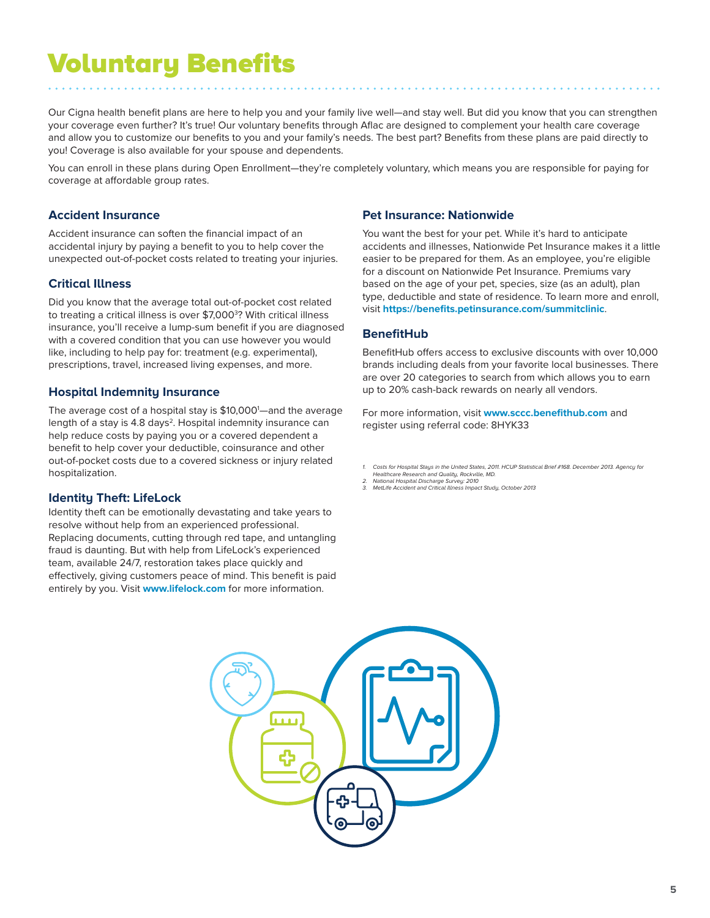# Voluntary Benefits

Our Cigna health benefit plans are here to help you and your family live well—and stay well. But did you know that you can strengthen your coverage even further? It's true! Our voluntary benefits through Aflac are designed to complement your health care coverage and allow you to customize our benefits to you and your family's needs. The best part? Benefits from these plans are paid directly to you! Coverage is also available for your spouse and dependents.

You can enroll in these plans during Open Enrollment—they're completely voluntary, which means you are responsible for paying for coverage at affordable group rates.

### Accident Insurance

Accident insurance can soften the financial impact of an accidental injury by paying a benefit to you to help cover the unexpected out-of-pocket costs related to treating your injuries.

### Critical Illness

Did you know that the average total out-of-pocket cost related to treating a critical illness is over $7,000[3]? With critical illness insurance, you'll receive a lump-sum benefit if you are diagnosed with a covered condition that you can use however you would like, including to help pay for: treatment (e.g. experimental), prescriptions, travel, increased living expenses, and more.

### Hospital Indemnity Insurance

The average cost of a hospital stay is $10,000[1]—and the average length of a stay is 4.8 days[2]. Hospital indemnity insurance can help reduce costs by paying you or a covered dependent a benefit to help cover your deductible, coinsurance and other out-of-pocket costs due to a covered sickness or injury related hospitalization.

### Identity Theft: LifeLock

Identity theft can be emotionally devastating and take years to resolve without help from an experienced professional. Replacing documents, cutting through red tape, and untangling fraud is daunting. But with help from LifeLock's experienced team, available 24/7, restoration takes place quickly and effectively, giving customers peace of mind. This benefit is paid entirely by you. Visit **www.lifelock.com** for more information.

### Pet Insurance: Nationwide

You want the best for your pet. While it's hard to anticipate accidents and illnesses, Nationwide Pet Insurance makes it a little easier to be prepared for them. As an employee, you're eligible for a discount on Nationwide Pet Insurance. Premiums vary based on the age of your pet, species, size (as an adult), plan type, deductible and state of residence. To learn more and enroll, visit **https://benefits.petinsurance.com/summitclinic**.

### BenefitHub

BenefitHub offers access to exclusive discounts with over 10,000 brands including deals from your favorite local businesses. There are over 20 categories to search from which allows you to earn up to 20% cash-back rewards on nearly all vendors.

For more information, visit **www.sccc.benefithub.com** and register using referral code: 8HYK33

1. *Costs for Hospital Stays in the United States, 2011. HCUP Statistical Brief #168. December 2013. Agency for Healthcare Research and Quality, Rockville, MD.*
2. *National Hospital Discharge Survey: 2010*
3. *MetLife Accident and Critical Illness Impact Study, October 2013*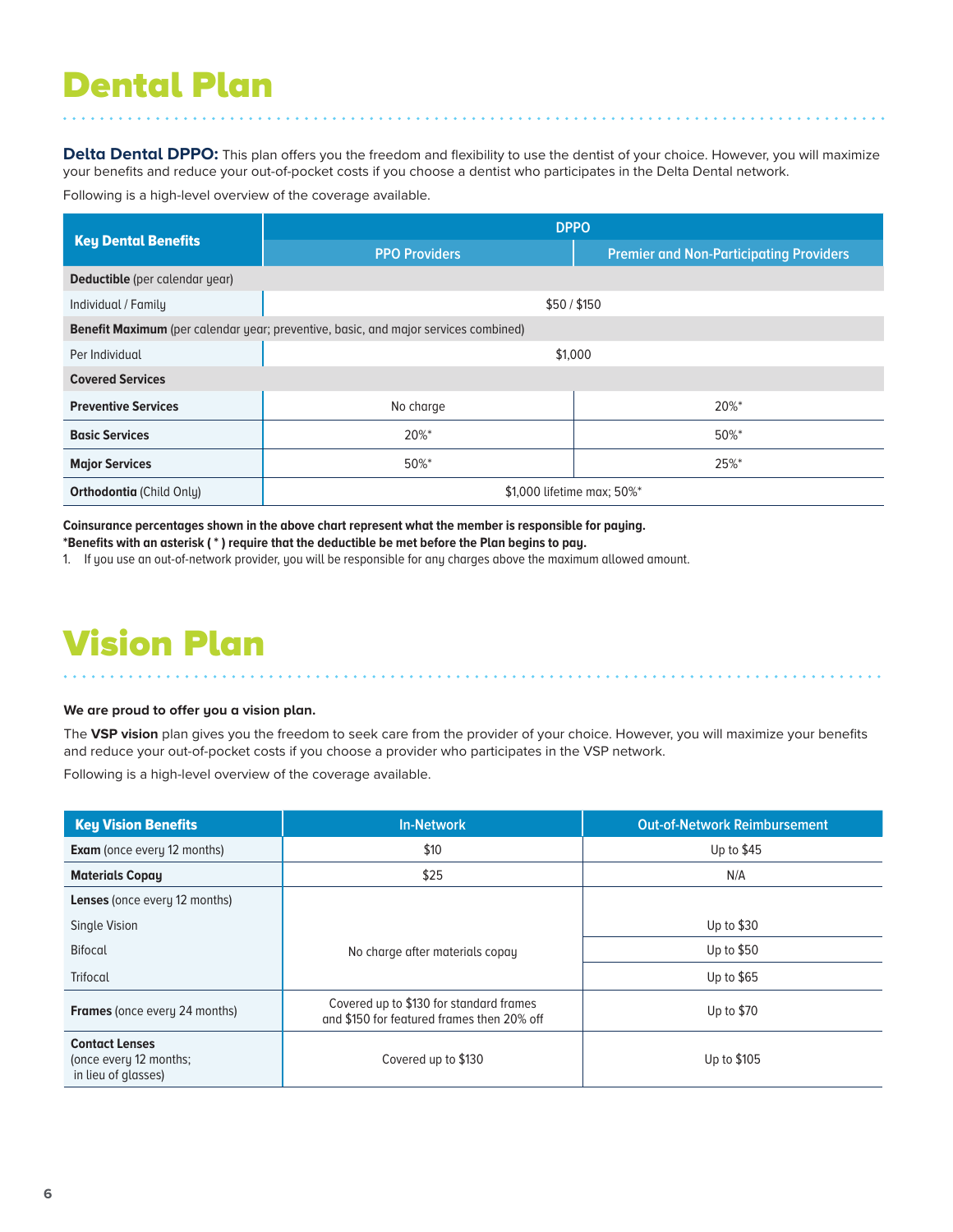# Dental Plan

**Delta Dental DPPO:** This plan offers you the freedom and flexibility to use the dentist of your choice. However, you will maximize your benefits and reduce your out-of-pocket costs if you choose a dentist who participates in the Delta Dental network.

Following is a high-level overview of the coverage available.

| Key Dental Benefits | DPPO | |
|---|---|---|
| | PPO Providers | Premier and Non-Participating Providers |
| **Deductible** (per calendar year) | | |
| Individual / Family | $50 / $150 | |
| **Benefit Maximum** (per calendar year; preventive, basic, and major services combined) | | |
| Per Individual | $1,000 | |
| **Covered Services** | | |
| **Preventive Services** | No charge | 20%* |
| **Basic Services** | 20%* | 50%* |
| **Major Services** | 50%* | 25%* |
| **Orthodontia** (Child Only) | $1,000 lifetime max; 50%* | |

**Coinsurance percentages shown in the above chart represent what the member is responsible for paying.**
***Benefits with an asterisk ( * ) require that the deductible be met before the Plan begins to pay.**

1. If you use an out-of-network provider, you will be responsible for any charges above the maximum allowed amount.

# Vision Plan

**We are proud to offer you a vision plan.**

The **VSP vision** plan gives you the freedom to seek care from the provider of your choice. However, you will maximize your benefits and reduce your out-of-pocket costs if you choose a provider who participates in the VSP network.

Following is a high-level overview of the coverage available.

| Key Vision Benefits | In-Network | Out-of-Network Reimbursement |
|---|---|---|
| **Exam** (once every 12 months) | $10 | Up to $45 |
| **Materials Copay** | $25 | N/A |
| **Lenses** (once every 12 months) | | |
| Single Vision | No charge after materials copay | Up to $30 |
| Bifocal | No charge after materials copay | Up to $50 |
| Trifocal | No charge after materials copay | Up to $65 |
| **Frames** (once every 24 months) | Covered up to $130 for standard frames and $150 for featured frames then 20% off | Up to $70 |
| **Contact Lenses** (once every 12 months; in lieu of glasses) | Covered up to $130 | Up to $105 |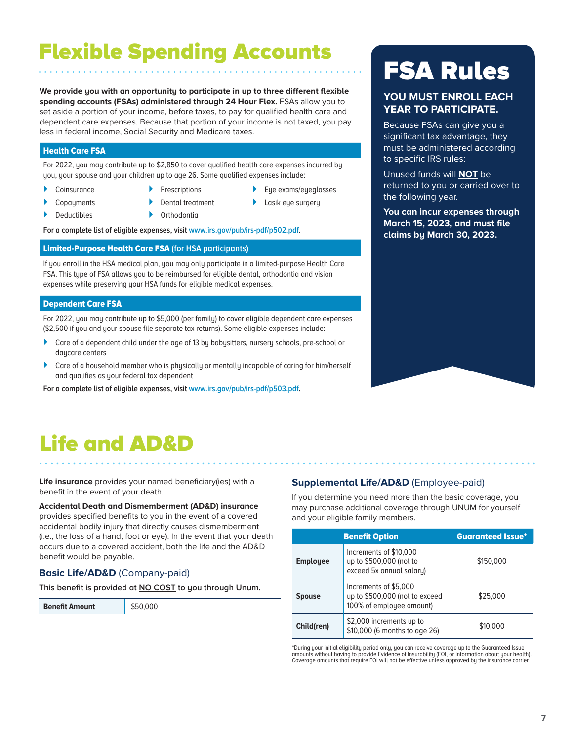# Flexible Spending Accounts

**We provide you with an opportunity to participate in up to three different flexible spending accounts (FSAs) administered through 24 Hour Flex.** FSAs allow you to set aside a portion of your income, before taxes, to pay for qualified health care and dependent care expenses. Because that portion of your income is not taxed, you pay less in federal income, Social Security and Medicare taxes.

### Health Care FSA

For 2022, you may contribute up to $2,850 to cover qualified health care expenses incurred by you, your spouse and your children up to age 26. Some qualified expenses include:

- Coinsurance
- Copayments
- Deductibles
- Prescriptions
- Dental treatment
- Orthodontia
- Eye exams/eyeglasses
- Lasik eye surgery

**For a complete list of eligible expenses, visit** www.irs.gov/pub/irs-pdf/p502.pdf.

### Limited-Purpose Health Care FSA (for HSA participants)

If you enroll in the HSA medical plan, you may only participate in a limited-purpose Health Care FSA. This type of FSA allows you to be reimbursed for eligible dental, orthodontia and vision expenses while preserving your HSA funds for eligible medical expenses.

### Dependent Care FSA

For 2022, you may contribute up to $5,000 (per family) to cover eligible dependent care expenses ($2,500 if you and your spouse file separate tax returns). Some eligible expenses include:

- Care of a dependent child under the age of 13 by babysitters, nursery schools, pre-school or daycare centers
- Care of a household member who is physically or mentally incapable of caring for him/herself and qualifies as your federal tax dependent

**For a complete list of eligible expenses, visit** www.irs.gov/pub/irs-pdf/p503.pdf.

## FSA Rules

**YOU MUST ENROLL EACH YEAR TO PARTICIPATE.**

Because FSAs can give you a significant tax advantage, they must be administered according to specific IRS rules:

Unused funds will **NOT** be returned to you or carried over to the following year.

**You can incur expenses through March 15, 2023, and must file claims by March 30, 2023.**

# Life and AD&D

**Life insurance** provides your named beneficiary(ies) with a benefit in the event of your death.

**Accidental Death and Dismemberment (AD&D) insurance** provides specified benefits to you in the event of a covered accidental bodily injury that directly causes dismemberment (i.e., the loss of a hand, foot or eye). In the event that your death occurs due to a covered accident, both the life and the AD&D benefit would be payable.

### Basic Life/AD&D (Company-paid)

**This benefit is provided at NO COST to you through Unum.**

| Benefit Amount | $50,000 |
|---|---|

### Supplemental Life/AD&D (Employee-paid)

If you determine you need more than the basic coverage, you may purchase additional coverage through UNUM for yourself and your eligible family members.

| Benefit Option | | Guaranteed Issue* |
|---|---|---|
| Employee | Increments of $10,000 up to $500,000 (not to exceed 5x annual salary) | $150,000 |
| Spouse | Increments of $5,000 up to $500,000 (not to exceed 100% of employee amount) | $25,000 |
| Child(ren) | $2,000 increments up to $10,000 (6 months to age 26) | $10,000 |

*During your initial eligibility period only, you can receive coverage up to the Guaranteed Issue amounts without having to provide Evidence of Insurability (EOI, or information about your health). Coverage amounts that require EOI will not be effective unless approved by the insurance carrier.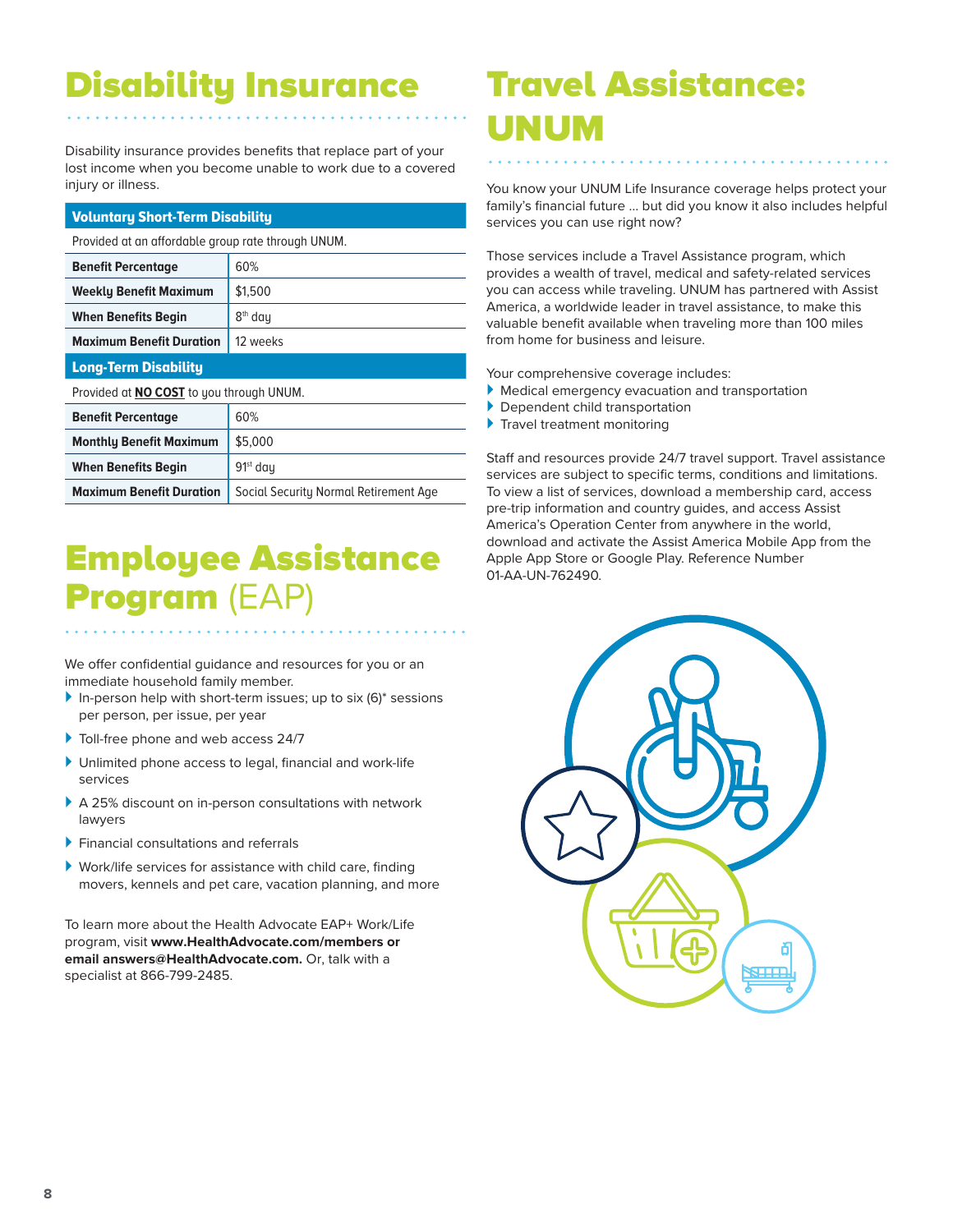# Disability Insurance

Disability insurance provides benefits that replace part of your lost income when you become unable to work due to a covered injury or illness.

| Voluntary Short-Term Disability | |
|---|---|
| Provided at an affordable group rate through UNUM. | |
| **Benefit Percentage** | 60% |
| **Weekly Benefit Maximum** | $1,500 |
| **When Benefits Begin** | 8th day |
| **Maximum Benefit Duration** | 12 weeks |
| **Long-Term Disability** | |
| Provided at **NO COST** to you through UNUM. | |
| **Benefit Percentage** | 60% |
| **Monthly Benefit Maximum** | $5,000 |
| **When Benefits Begin** | 91st day |
| **Maximum Benefit Duration** | Social Security Normal Retirement Age |

# Employee Assistance Program (EAP)

We offer confidential guidance and resources for you or an immediate household family member.

- In-person help with short-term issues; up to six (6)* sessions per person, per issue, per year
- Toll-free phone and web access 24/7
- Unlimited phone access to legal, financial and work-life services
- A 25% discount on in-person consultations with network lawyers
- Financial consultations and referrals
- Work/life services for assistance with child care, finding movers, kennels and pet care, vacation planning, and more

To learn more about the Health Advocate EAP+ Work/Life program, visit **www.HealthAdvocate.com/members or email answers@HealthAdvocate.com.** Or, talk with a specialist at 866-799-2485.

# Travel Assistance: UNUM

You know your UNUM Life Insurance coverage helps protect your family's financial future … but did you know it also includes helpful services you can use right now?

Those services include a Travel Assistance program, which provides a wealth of travel, medical and safety-related services you can access while traveling. UNUM has partnered with Assist America, a worldwide leader in travel assistance, to make this valuable benefit available when traveling more than 100 miles from home for business and leisure.

Your comprehensive coverage includes:

- Medical emergency evacuation and transportation
- Dependent child transportation
- Travel treatment monitoring

Staff and resources provide 24/7 travel support. Travel assistance services are subject to specific terms, conditions and limitations. To view a list of services, download a membership card, access pre-trip information and country guides, and access Assist America's Operation Center from anywhere in the world, download and activate the Assist America Mobile App from the Apple App Store or Google Play. Reference Number 01-AA-UN-762490.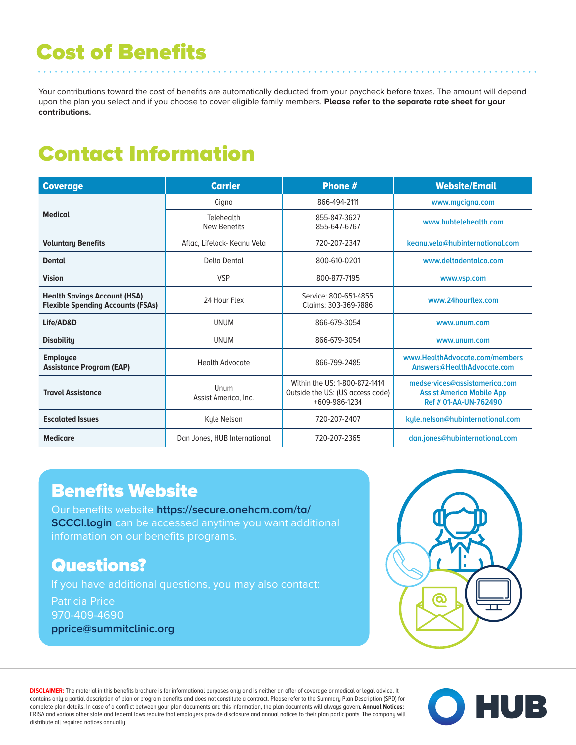# Cost of Benefits

Your contributions toward the cost of benefits are automatically deducted from your paycheck before taxes. The amount will depend upon the plan you select and if you choose to cover eligible family members. **Please refer to the separate rate sheet for your contributions.**

# Contact Information

| Coverage | Carrier | Phone # | Website/Email |
|---|---|---|---|
| **Medical** | Cigna | 866-494-2111 | www.mycigna.com |
| | Telehealth<br>New Benefits | 855-847-3627<br>855-647-6767 | www.hubtelehealth.com |
| **Voluntary Benefits** | Aflac, Lifelock- Keanu Vela | 720-207-2347 | keanu.vela@hubinternational.com |
| **Dental** | Delta Dental | 800-610-0201 | www.deltadentalco.com |
| **Vision** | VSP | 800-877-7195 | www.vsp.com |
| **Health Savings Account (HSA)**<br>**Flexible Spending Accounts (FSAs)** | 24 Hour Flex | Service: 800-651-4855<br>Claims: 303-369-7886 | www.24hourflex.com |
| **Life/AD&D** | UNUM | 866-679-3054 | www.unum.com |
| **Disability** | UNUM | 866-679-3054 | www.unum.com |
| **Employee Assistance Program (EAP)** | Health Advocate | 866-799-2485 | www.HealthAdvocate.com/members<br>Answers@HealthAdvocate.com |
| **Travel Assistance** | Unum<br>Assist America, Inc. | Within the US: 1-800-872-1414<br>Outside the US: (US access code) +609-986-1234 | medservices@assistamerica.com<br>Assist America Mobile App<br>Ref # 01-AA-UN-762490 |
| **Escalated Issues** | Kyle Nelson | 720-207-2407 | kyle.nelson@hubinternational.com |
| **Medicare** | Dan Jones, HUB International | 720-207-2365 | dan.jones@hubinternational.com |

## Benefits Website

Our benefits website **https://secure.onehcm.com/ta/SCCCI.login** can be accessed anytime you want additional information on our benefits programs.

## Questions?

If you have additional questions, you may also contact:

Patricia Price
970-409-4690
pprice@summitclinic.org

**DISCLAIMER:** The material in this benefits brochure is for informational purposes only and is neither an offer of coverage or medical or legal advice. It contains only a partial description of plan or program benefits and does not constitute a contract. Please refer to the Summary Plan Description (SPD) for complete plan details. In case of a conflict between your plan documents and this information, the plan documents will always govern. **Annual Notices:** ERISA and various other state and federal laws require that employers provide disclosure and annual notices to their plan participants. The company will distribute all required notices annually.